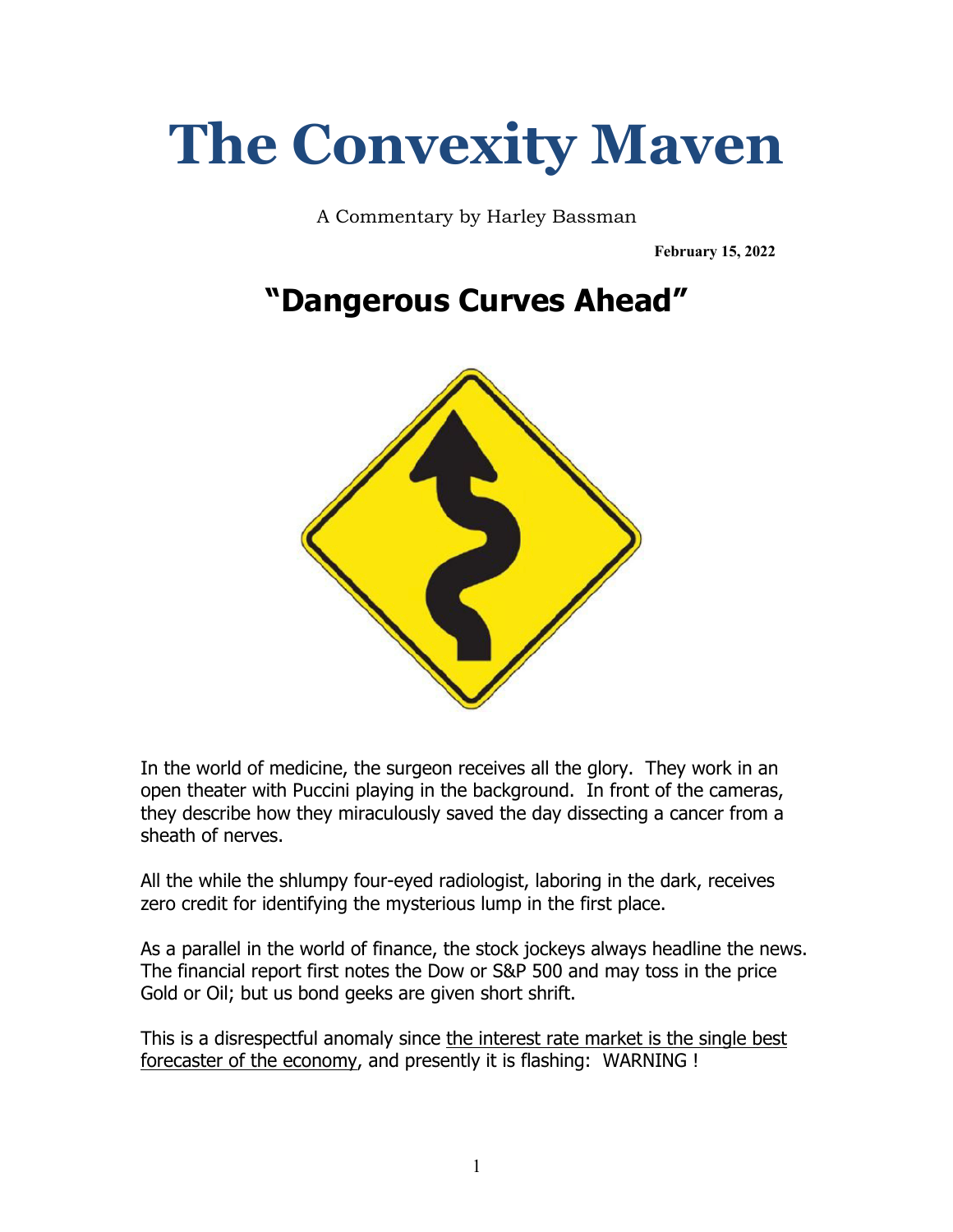# The Convexity Maven

A Commentary by Harley Bassman

**February 15, 2022**

## "Dangerous Curves Ahead"

In the world of medicine, the surgeon receives all the glory. They work in an open theater with Puccini playing in the background. In front of the cameras, they describe how they miraculously saved the day dissecting a cancer from a sheath of nerves.

All the while the shlumpy four-eyed radiologist, laboring in the dark, receives zero credit for identifying the mysterious lump in the first place.

As a parallel in the world of finance, the stock jockeys always headline the news. The financial report first notes the Dow or S&P 500 and may toss in the price Gold or Oil; but us bond geeks are given short shrift.

This is a disrespectful anomaly since <u>the interest rate market is the single best forecaster of the economy</u>, and presently it is flashing: WARNING !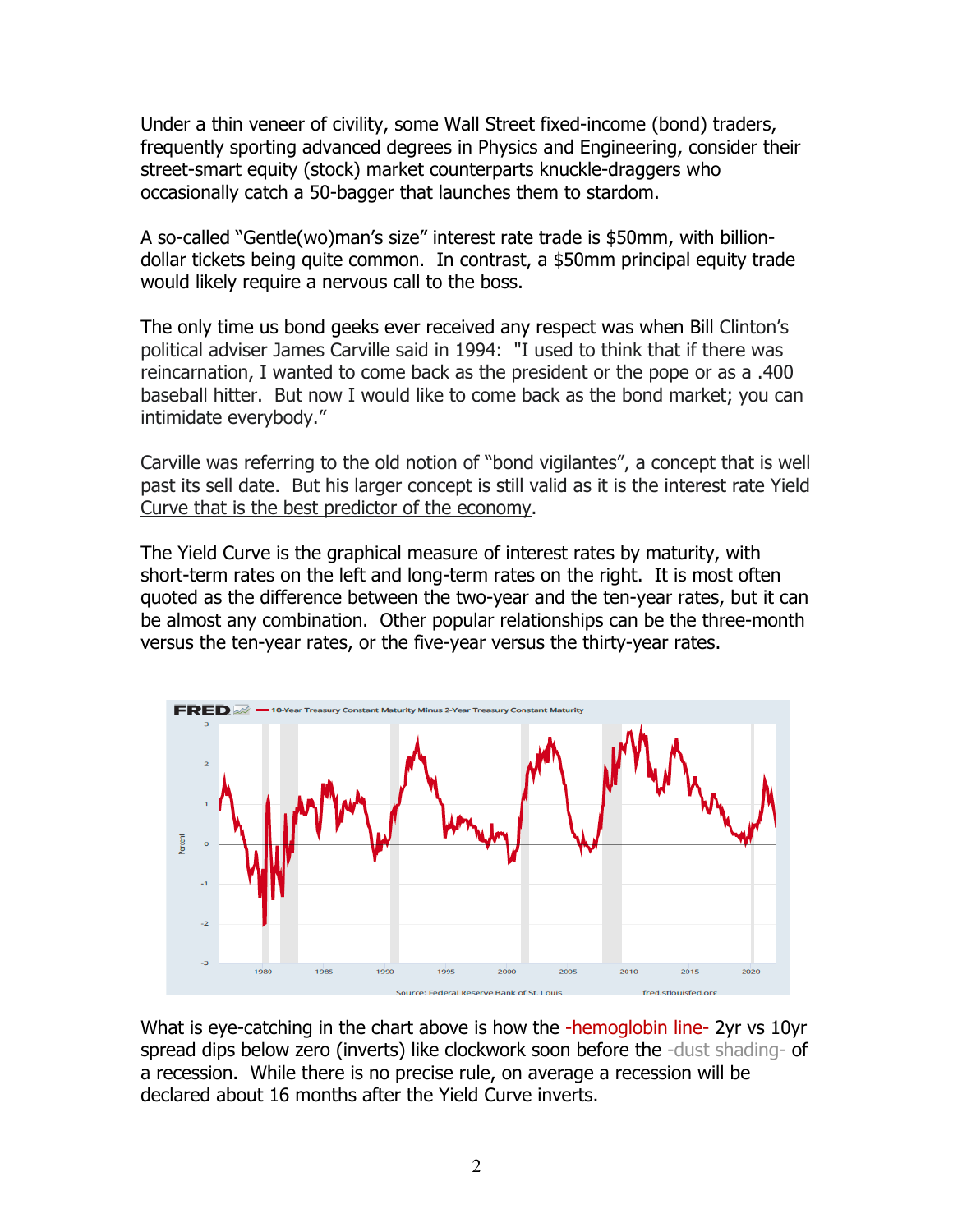Under a thin veneer of civility, some Wall Street fixed-income (bond) traders, frequently sporting advanced degrees in Physics and Engineering, consider their street-smart equity (stock) market counterparts knuckle-draggers who occasionally catch a 50-bagger that launches them to stardom.

A so-called "Gentle(wo)man's size" interest rate trade is $50mm, with billion-dollar tickets being quite common. In contrast, a $50mm principal equity trade would likely require a nervous call to the boss.

The only time us bond geeks ever received any respect was when Bill Clinton's political adviser James Carville said in 1994: "I used to think that if there was reincarnation, I wanted to come back as the president or the pope or as a .400 baseball hitter. But now I would like to come back as the bond market; you can intimidate everybody."

Carville was referring to the old notion of "bond vigilantes", a concept that is well past its sell date. But his larger concept is still valid as it is the interest rate Yield Curve that is the best predictor of the economy.

The Yield Curve is the graphical measure of interest rates by maturity, with short-term rates on the left and long-term rates on the right. It is most often quoted as the difference between the two-year and the ten-year rates, but it can be almost any combination. Other popular relationships can be the three-month versus the ten-year rates, or the five-year versus the thirty-year rates.

What is eye-catching in the chart above is how the -hemoglobin line- 2yr vs 10yr spread dips below zero (inverts) like clockwork soon before the -dust shading- of a recession. While there is no precise rule, on average a recession will be declared about 16 months after the Yield Curve inverts.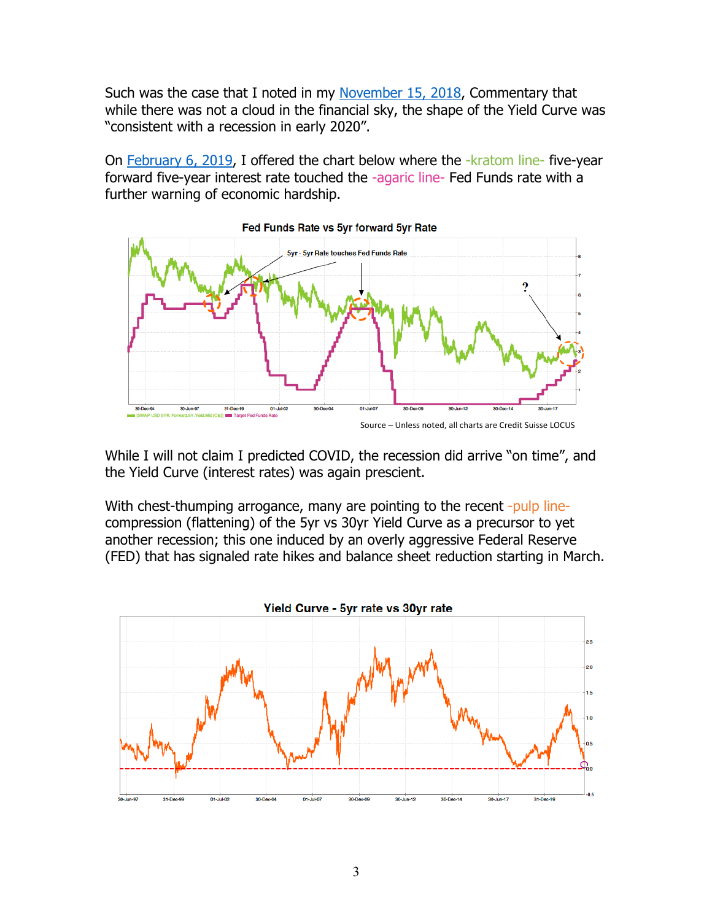Such was the case that I noted in my [November 15, 2018](), Commentary that while there was not a cloud in the financial sky, the shape of the Yield Curve was "consistent with a recession in early 2020".

On [February 6, 2019](), I offered the chart below where the -kratom line- five-year forward five-year interest rate touched the -agaric line- Fed Funds rate with a further warning of economic hardship.

Source – Unless noted, all charts are Credit Suisse LOCUS

While I will not claim I predicted COVID, the recession did arrive "on time", and the Yield Curve (interest rates) was again prescient.

With chest-thumping arrogance, many are pointing to the recent -pulp line- compression (flattening) of the 5yr vs 30yr Yield Curve as a precursor to yet another recession; this one induced by an overly aggressive Federal Reserve (FED) that has signaled rate hikes and balance sheet reduction starting in March.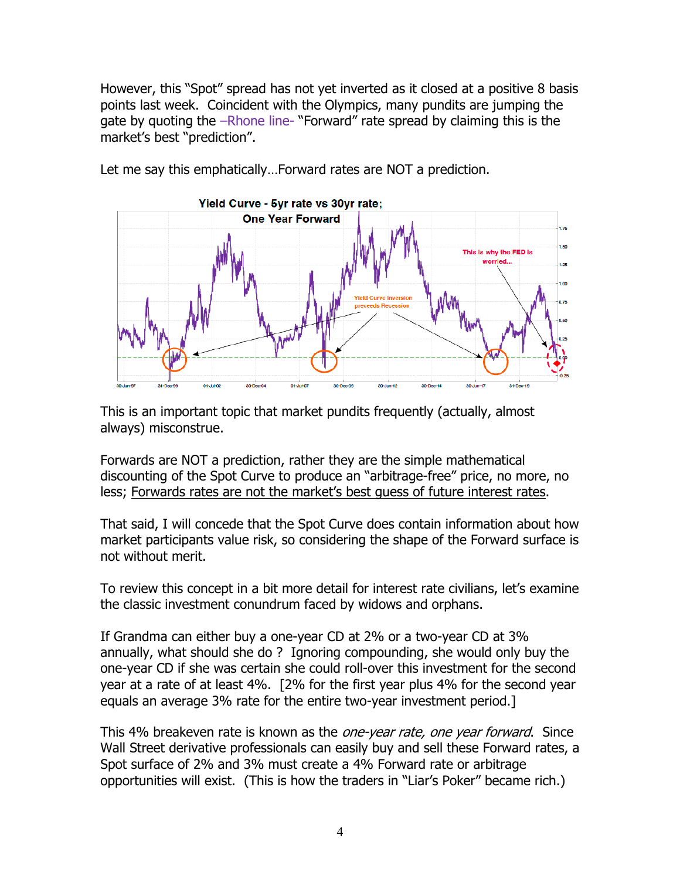However, this “Spot” spread has not yet inverted as it closed at a positive 8 basis points last week. Coincident with the Olympics, many pundits are jumping the gate by quoting the –Rhone line- “Forward” rate spread by claiming this is the market’s best “prediction”.

Let me say this emphatically…Forward rates are NOT a prediction.

This is an important topic that market pundits frequently (actually, almost always) misconstrue.

Forwards are NOT a prediction, rather they are the simple mathematical discounting of the Spot Curve to produce an “arbitrage-free” price, no more, no less; Forwards rates are not the market’s best guess of future interest rates.

That said, I will concede that the Spot Curve does contain information about how market participants value risk, so considering the shape of the Forward surface is not without merit.

To review this concept in a bit more detail for interest rate civilians, let’s examine the classic investment conundrum faced by widows and orphans.

If Grandma can either buy a one-year CD at 2% or a two-year CD at 3% annually, what should she do ? Ignoring compounding, she would only buy the one-year CD if she was certain she could roll-over this investment for the second year at a rate of at least 4%. [2% for the first year plus 4% for the second year equals an average 3% rate for the entire two-year investment period.]

This 4% breakeven rate is known as the *one-year rate, one year forward*. Since Wall Street derivative professionals can easily buy and sell these Forward rates, a Spot surface of 2% and 3% must create a 4% Forward rate or arbitrage opportunities will exist. (This is how the traders in “Liar’s Poker” became rich.)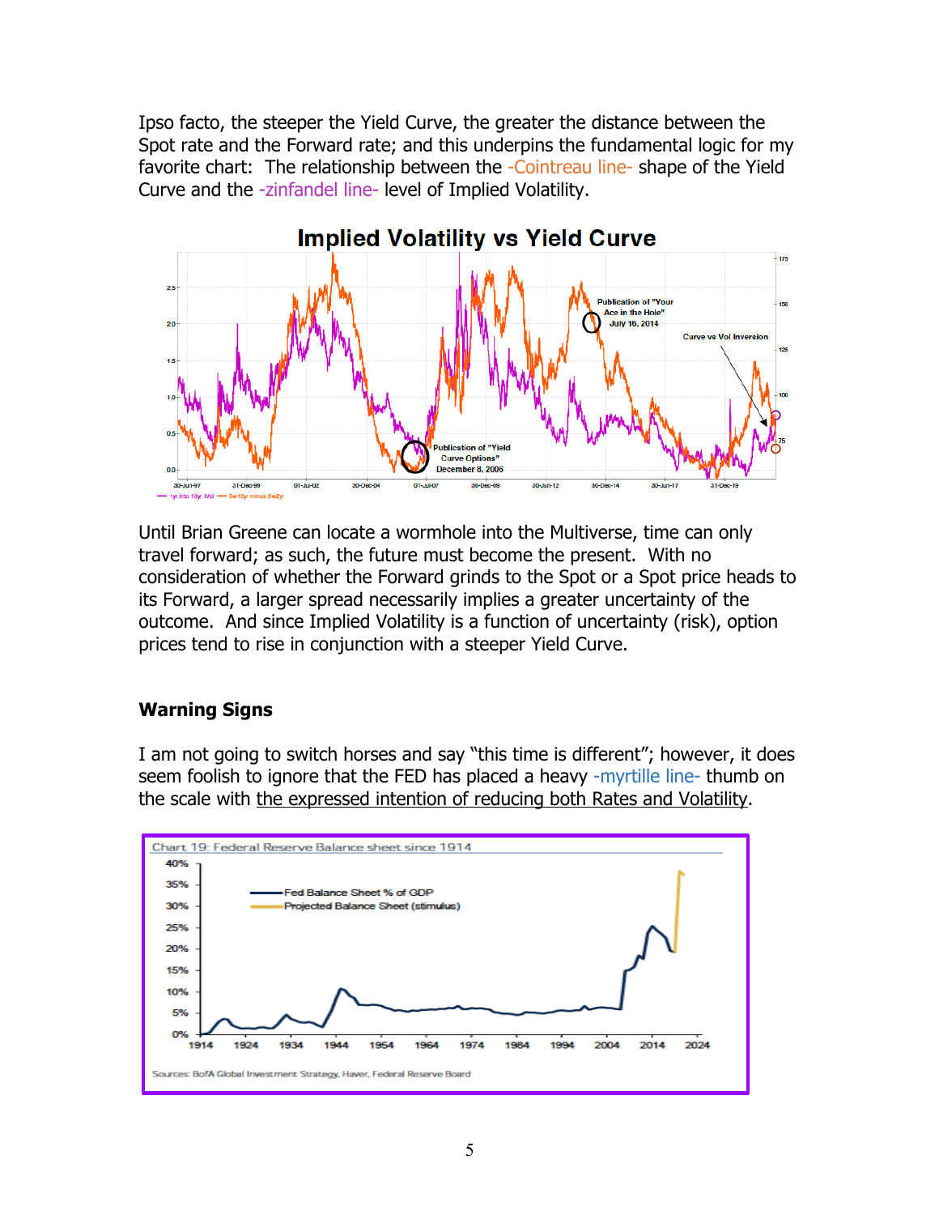Ipso facto, the steeper the Yield Curve, the greater the distance between the Spot rate and the Forward rate; and this underpins the fundamental logic for my favorite chart: The relationship between the -Cointreau line- shape of the Yield Curve and the -zinfandel line- level of Implied Volatility.

Until Brian Greene can locate a wormhole into the Multiverse, time can only travel forward; as such, the future must become the present. With no consideration of whether the Forward grinds to the Spot or a Spot price heads to its Forward, a larger spread necessarily implies a greater uncertainty of the outcome. And since Implied Volatility is a function of uncertainty (risk), option prices tend to rise in conjunction with a steeper Yield Curve.

### Warning Signs

I am not going to switch horses and say "this time is different"; however, it does seem foolish to ignore that the FED has placed a heavy -myrtille line- thumb on the scale with the expressed intention of reducing both Rates and Volatility.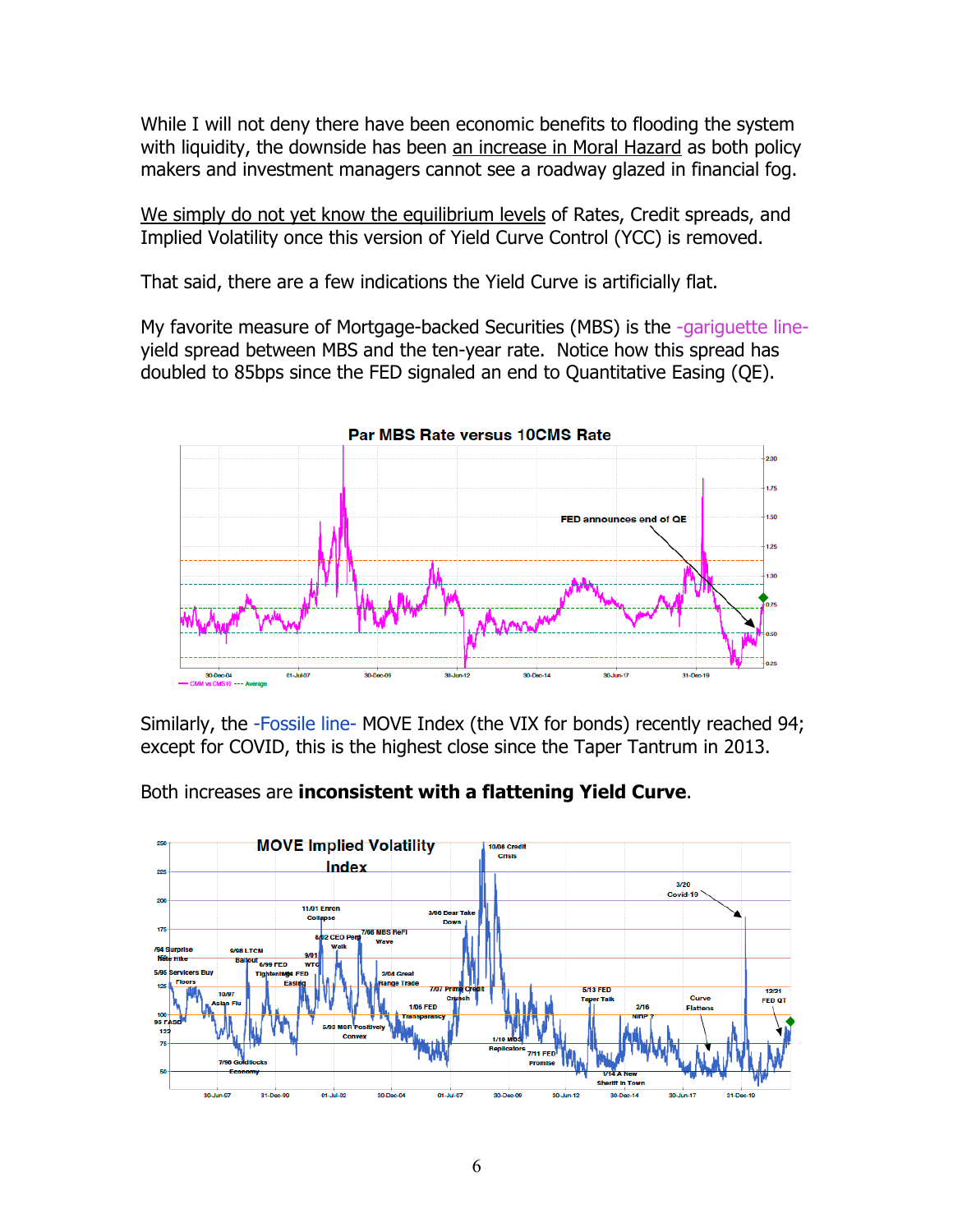While I will not deny there have been economic benefits to flooding the system with liquidity, the downside has been an increase in Moral Hazard as both policy makers and investment managers cannot see a roadway glazed in financial fog.

We simply do not yet know the equilibrium levels of Rates, Credit spreads, and Implied Volatility once this version of Yield Curve Control (YCC) is removed.

That said, there are a few indications the Yield Curve is artificially flat.

My favorite measure of Mortgage-backed Securities (MBS) is the -gariguette line- yield spread between MBS and the ten-year rate. Notice how this spread has doubled to 85bps since the FED signaled an end to Quantitative Easing (QE).

Similarly, the -Fossile line- MOVE Index (the VIX for bonds) recently reached 94; except for COVID, this is the highest close since the Taper Tantrum in 2013.

Both increases are **inconsistent with a flattening Yield Curve**.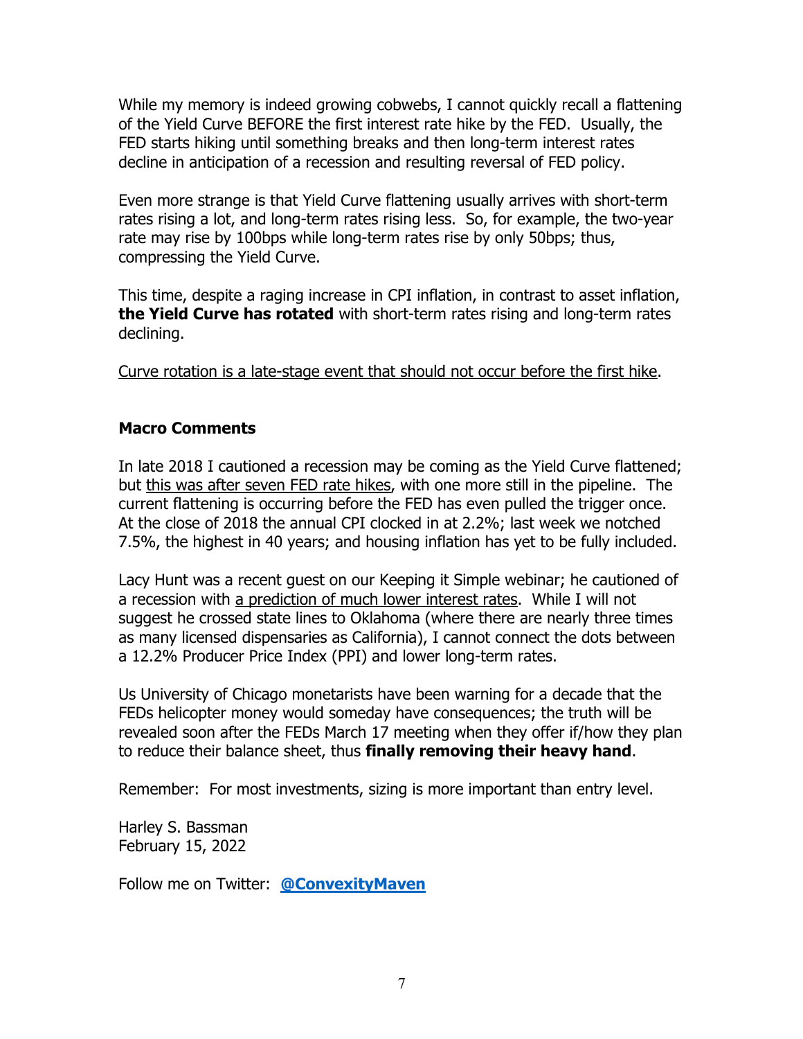While my memory is indeed growing cobwebs, I cannot quickly recall a flattening of the Yield Curve BEFORE the first interest rate hike by the FED. Usually, the FED starts hiking until something breaks and then long-term interest rates decline in anticipation of a recession and resulting reversal of FED policy.

Even more strange is that Yield Curve flattening usually arrives with short-term rates rising a lot, and long-term rates rising less. So, for example, the two-year rate may rise by 100bps while long-term rates rise by only 50bps; thus, compressing the Yield Curve.

This time, despite a raging increase in CPI inflation, in contrast to asset inflation, **the Yield Curve has rotated** with short-term rates rising and long-term rates declining.

<u>Curve rotation is a late-stage event that should not occur before the first hike</u>.

**Macro Comments**

In late 2018 I cautioned a recession may be coming as the Yield Curve flattened; but <u>this was after seven FED rate hikes</u>, with one more still in the pipeline. The current flattening is occurring before the FED has even pulled the trigger once. At the close of 2018 the annual CPI clocked in at 2.2%; last week we notched 7.5%, the highest in 40 years; and housing inflation has yet to be fully included.

Lacy Hunt was a recent guest on our Keeping it Simple webinar; he cautioned of a recession with <u>a prediction of much lower interest rates</u>. While I will not suggest he crossed state lines to Oklahoma (where there are nearly three times as many licensed dispensaries as California), I cannot connect the dots between a 12.2% Producer Price Index (PPI) and lower long-term rates.

Us University of Chicago monetarists have been warning for a decade that the FEDs helicopter money would someday have consequences; the truth will be revealed soon after the FEDs March 17 meeting when they offer if/how they plan to reduce their balance sheet, thus **finally removing their heavy hand**.

Remember: For most investments, sizing is more important than entry level.

Harley S. Bassman
February 15, 2022

Follow me on Twitter: **@ConvexityMaven**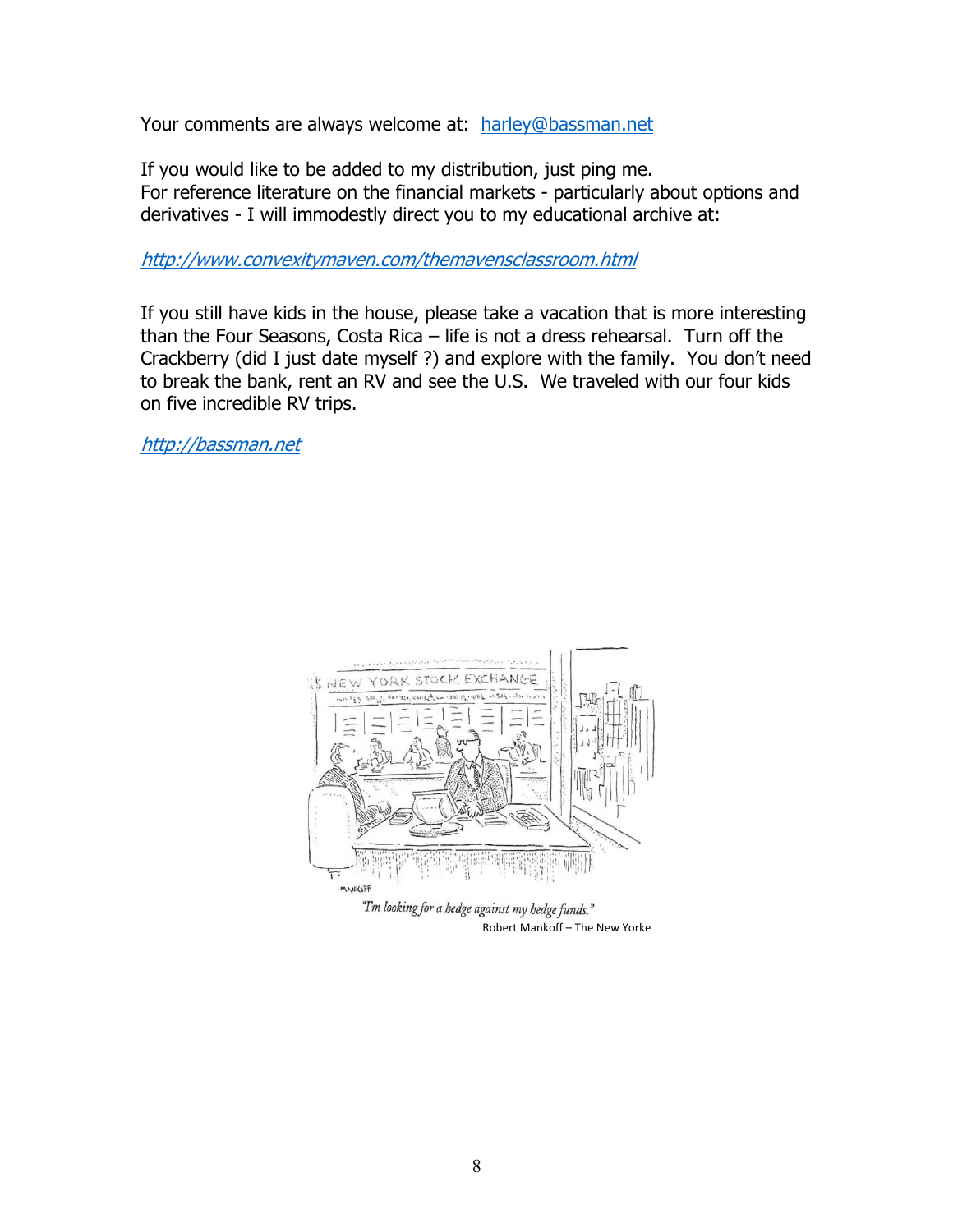Your comments are always welcome at: [harley@bassman.net](mailto:harley@bassman.net)

If you would like to be added to my distribution, just ping me.
For reference literature on the financial markets - particularly about options and derivatives - I will immodestly direct you to my educational archive at:

*[http://www.convexitymaven.com/themavensclassroom.html](http://www.convexitymaven.com/themavensclassroom.html)*

If you still have kids in the house, please take a vacation that is more interesting than the Four Seasons, Costa Rica – life is not a dress rehearsal. Turn off the Crackberry (did I just date myself ?) and explore with the family. You don't need to break the bank, rent an RV and see the U.S. We traveled with our four kids on five incredible RV trips.

*[http://bassman.net](http://bassman.net)*

"I'm looking for a hedge against my hedge funds."

Robert Mankoff – The New Yorke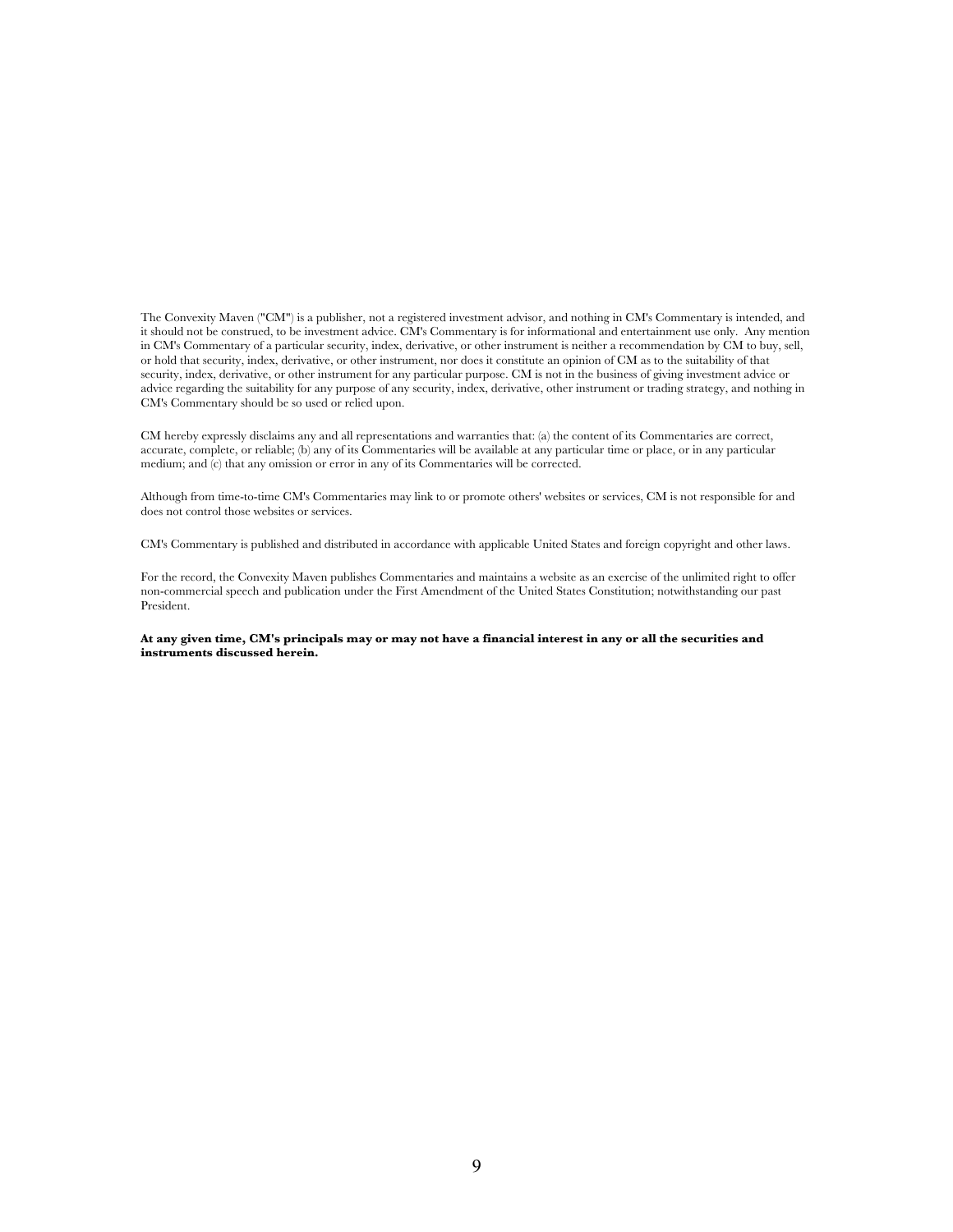The Convexity Maven ("CM") is a publisher, not a registered investment advisor, and nothing in CM's Commentary is intended, and it should not be construed, to be investment advice. CM's Commentary is for informational and entertainment use only. Any mention in CM's Commentary of a particular security, index, derivative, or other instrument is neither a recommendation by CM to buy, sell, or hold that security, index, derivative, or other instrument, nor does it constitute an opinion of CM as to the suitability of that security, index, derivative, or other instrument for any particular purpose. CM is not in the business of giving investment advice or advice regarding the suitability for any purpose of any security, index, derivative, other instrument or trading strategy, and nothing in CM's Commentary should be so used or relied upon.

CM hereby expressly disclaims any and all representations and warranties that: (a) the content of its Commentaries are correct, accurate, complete, or reliable; (b) any of its Commentaries will be available at any particular time or place, or in any particular medium; and (c) that any omission or error in any of its Commentaries will be corrected.

Although from time-to-time CM's Commentaries may link to or promote others' websites or services, CM is not responsible for and does not control those websites or services.

CM's Commentary is published and distributed in accordance with applicable United States and foreign copyright and other laws.

For the record, the Convexity Maven publishes Commentaries and maintains a website as an exercise of the unlimited right to offer non-commercial speech and publication under the First Amendment of the United States Constitution; notwithstanding our past President.

**At any given time, CM's principals may or may not have a financial interest in any or all the securities and instruments discussed herein.**